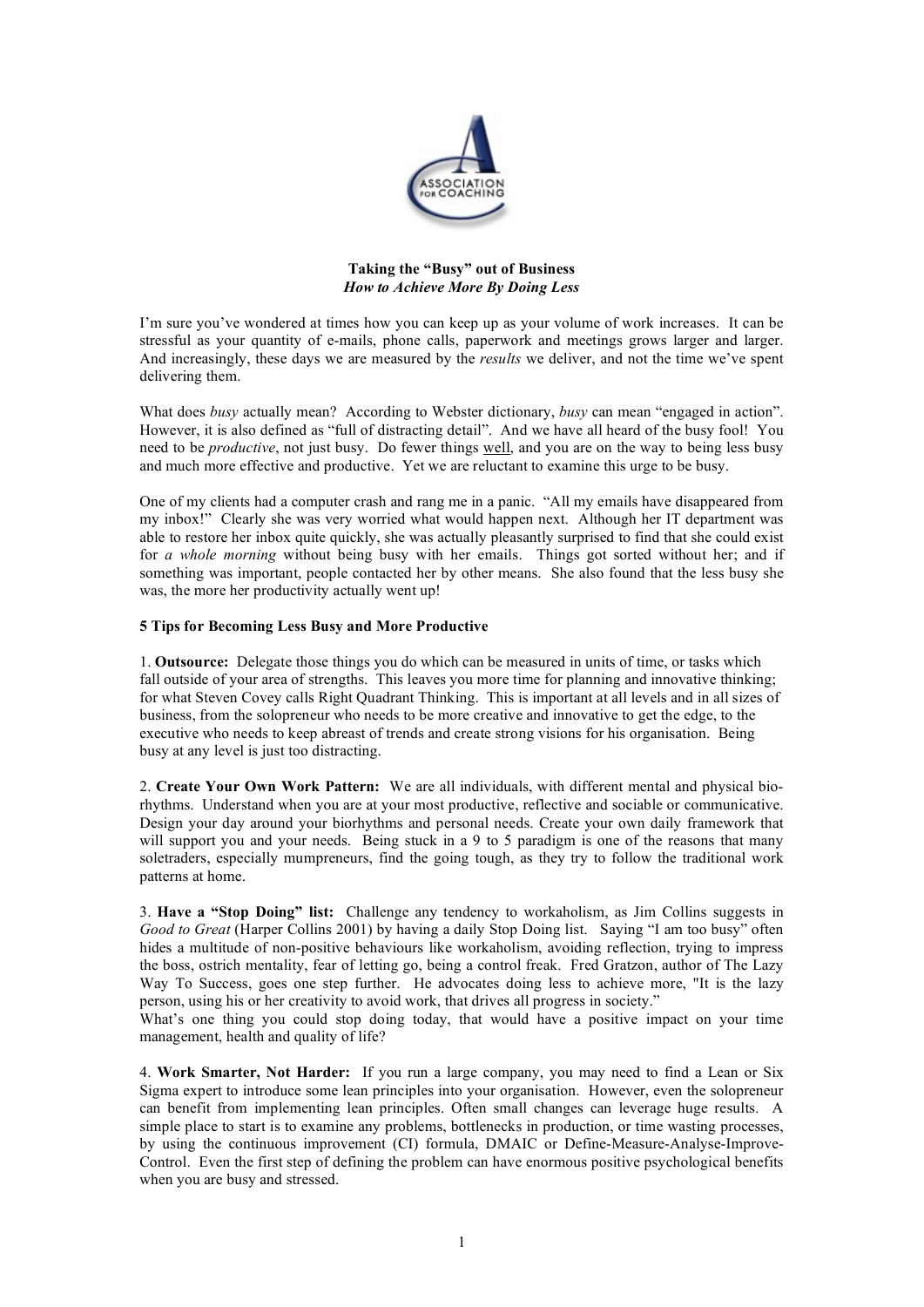**Taking the "Busy" out of Business**
***How to Achieve More By Doing Less***

I'm sure you've wondered at times how you can keep up as your volume of work increases. It can be stressful as your quantity of e-mails, phone calls, paperwork and meetings grows larger and larger. And increasingly, these days we are measured by the *results* we deliver, and not the time we've spent delivering them.

What does *busy* actually mean? According to Webster dictionary, *busy* can mean "engaged in action". However, it is also defined as "full of distracting detail". And we have all heard of the busy fool! You need to be *productive*, not just busy. Do fewer things well, and you are on the way to being less busy and much more effective and productive. Yet we are reluctant to examine this urge to be busy.

One of my clients had a computer crash and rang me in a panic. "All my emails have disappeared from my inbox!" Clearly she was very worried what would happen next. Although her IT department was able to restore her inbox quite quickly, she was actually pleasantly surprised to find that she could exist for *a whole morning* without being busy with her emails. Things got sorted without her; and if something was important, people contacted her by other means. She also found that the less busy she was, the more her productivity actually went up!

**5 Tips for Becoming Less Busy and More Productive**

1. **Outsource:** Delegate those things you do which can be measured in units of time, or tasks which fall outside of your area of strengths. This leaves you more time for planning and innovative thinking; for what Steven Covey calls Right Quadrant Thinking. This is important at all levels and in all sizes of business, from the solopreneur who needs to be more creative and innovative to get the edge, to the executive who needs to keep abreast of trends and create strong visions for his organisation. Being busy at any level is just too distracting.

2. **Create Your Own Work Pattern:** We are all individuals, with different mental and physical bio-rhythms. Understand when you are at your most productive, reflective and sociable or communicative. Design your day around your biorhythms and personal needs. Create your own daily framework that will support you and your needs. Being stuck in a 9 to 5 paradigm is one of the reasons that many soletraders, especially mumpreneurs, find the going tough, as they try to follow the traditional work patterns at home.

3. **Have a "Stop Doing" list:** Challenge any tendency to workaholism, as Jim Collins suggests in *Good to Great* (Harper Collins 2001) by having a daily Stop Doing list. Saying "I am too busy" often hides a multitude of non-positive behaviours like workaholism, avoiding reflection, trying to impress the boss, ostrich mentality, fear of letting go, being a control freak. Fred Gratzon, author of The Lazy Way To Success, goes one step further. He advocates doing less to achieve more, "It is the lazy person, using his or her creativity to avoid work, that drives all progress in society."
What's one thing you could stop doing today, that would have a positive impact on your time management, health and quality of life?

4. **Work Smarter, Not Harder:** If you run a large company, you may need to find a Lean or Six Sigma expert to introduce some lean principles into your organisation. However, even the solopreneur can benefit from implementing lean principles. Often small changes can leverage huge results. A simple place to start is to examine any problems, bottlenecks in production, or time wasting processes, by using the continuous improvement (CI) formula, DMAIC or Define-Measure-Analyse-Improve-Control. Even the first step of defining the problem can have enormous positive psychological benefits when you are busy and stressed.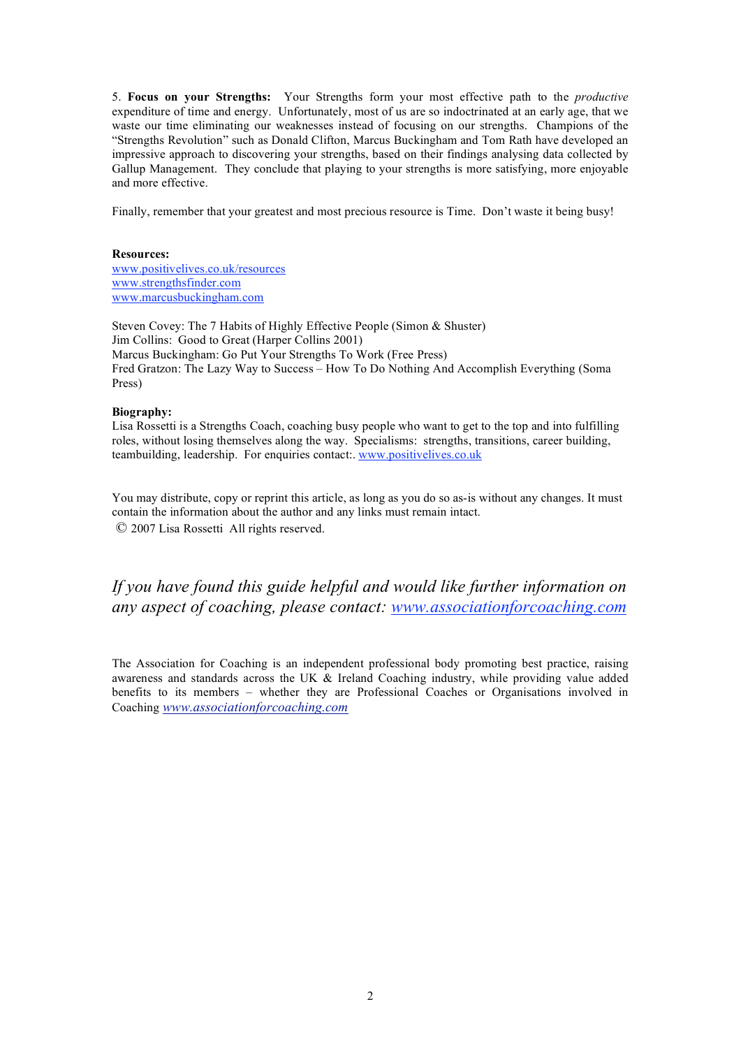5. **Focus on your Strengths:** Your Strengths form your most effective path to the *productive* expenditure of time and energy. Unfortunately, most of us are so indoctrinated at an early age, that we waste our time eliminating our weaknesses instead of focusing on our strengths. Champions of the "Strengths Revolution" such as Donald Clifton, Marcus Buckingham and Tom Rath have developed an impressive approach to discovering your strengths, based on their findings analysing data collected by Gallup Management. They conclude that playing to your strengths is more satisfying, more enjoyable and more effective.

Finally, remember that your greatest and most precious resource is Time. Don't waste it being busy!

**Resources:**
[www.positivelives.co.uk/resources](http://www.positivelives.co.uk/resources)
[www.strengthsfinder.com](http://www.strengthsfinder.com)
[www.marcusbuckingham.com](http://www.marcusbuckingham.com)

Steven Covey: The 7 Habits of Highly Effective People (Simon & Shuster)
Jim Collins: Good to Great (Harper Collins 2001)
Marcus Buckingham: Go Put Your Strengths To Work (Free Press)
Fred Gratzon: The Lazy Way to Success – How To Do Nothing And Accomplish Everything (Soma Press)

**Biography:**
Lisa Rossetti is a Strengths Coach, coaching busy people who want to get to the top and into fulfilling roles, without losing themselves along the way. Specialisms: strengths, transitions, career building, teambuilding, leadership. For enquiries contact:. [www.positivelives.co.uk](http://www.positivelives.co.uk)

You may distribute, copy or reprint this article, as long as you do so as-is without any changes. It must contain the information about the author and any links must remain intact.
© 2007 Lisa Rossetti All rights reserved.

*If you have found this guide helpful and would like further information on any aspect of coaching, please contact: [www.associationforcoaching.com](http://www.associationforcoaching.com)*

The Association for Coaching is an independent professional body promoting best practice, raising awareness and standards across the UK & Ireland Coaching industry, while providing value added benefits to its members – whether they are Professional Coaches or Organisations involved in Coaching *[www.associationforcoaching.com](http://www.associationforcoaching.com)*